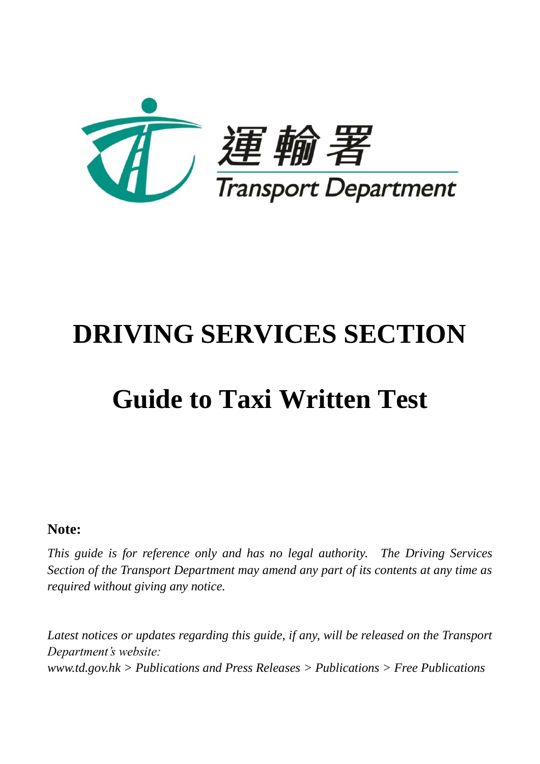運輸署

Transport Department

# DRIVING SERVICES SECTION

# Guide to Taxi Written Test

**Note:**

*This guide is for reference only and has no legal authority. The Driving Services Section of the Transport Department may amend any part of its contents at any time as required without giving any notice.*

*Latest notices or updates regarding this guide, if any, will be released on the Transport Department's website:*
*www.td.gov.hk > Publications and Press Releases > Publications > Free Publications*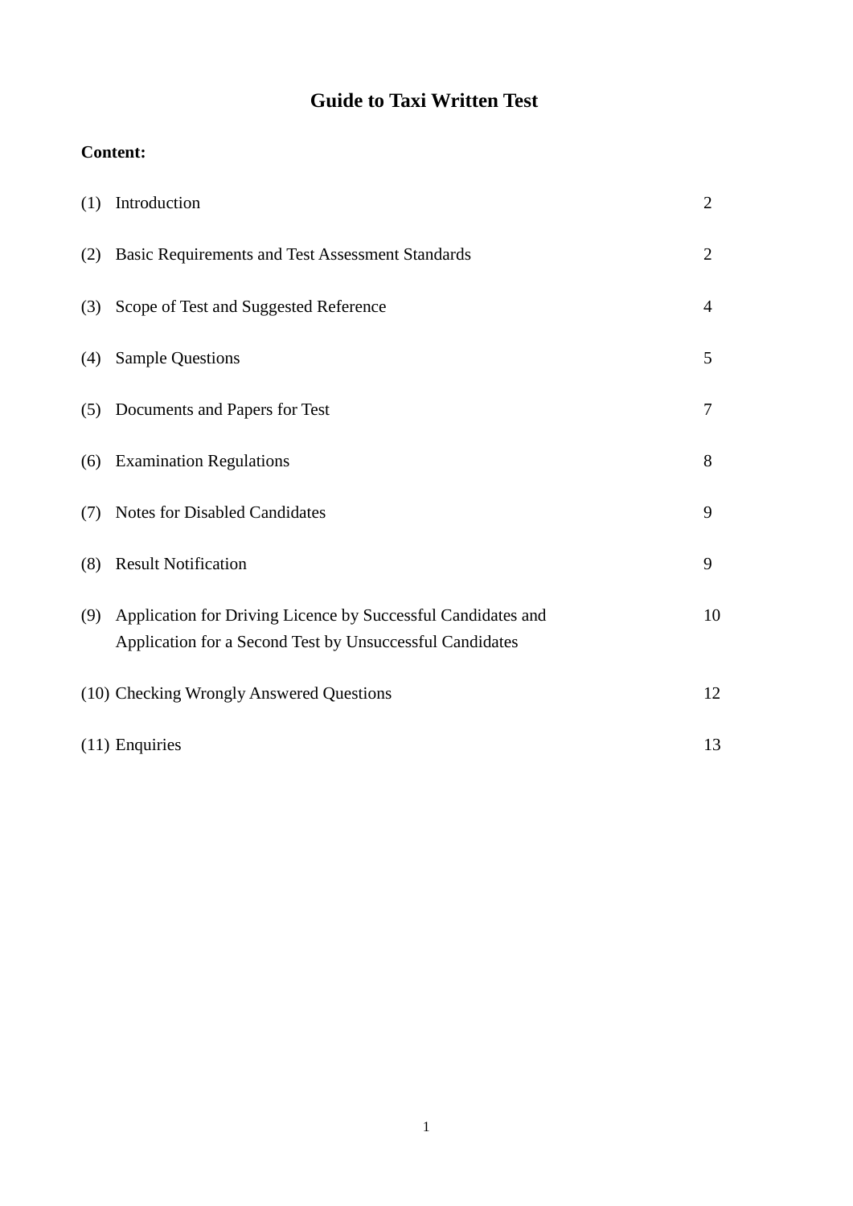# Guide to Taxi Written Test

**Content:**

| | | |
|---|---|---|
| (1) | Introduction | 2 |
| (2) | Basic Requirements and Test Assessment Standards | 2 |
| (3) | Scope of Test and Suggested Reference | 4 |
| (4) | Sample Questions | 5 |
| (5) | Documents and Papers for Test | 7 |
| (6) | Examination Regulations | 8 |
| (7) | Notes for Disabled Candidates | 9 |
| (8) | Result Notification | 9 |
| (9) | Application for Driving Licence by Successful Candidates and Application for a Second Test by Unsuccessful Candidates | 10 |
| (10) | Checking Wrongly Answered Questions | 12 |
| (11) | Enquiries | 13 |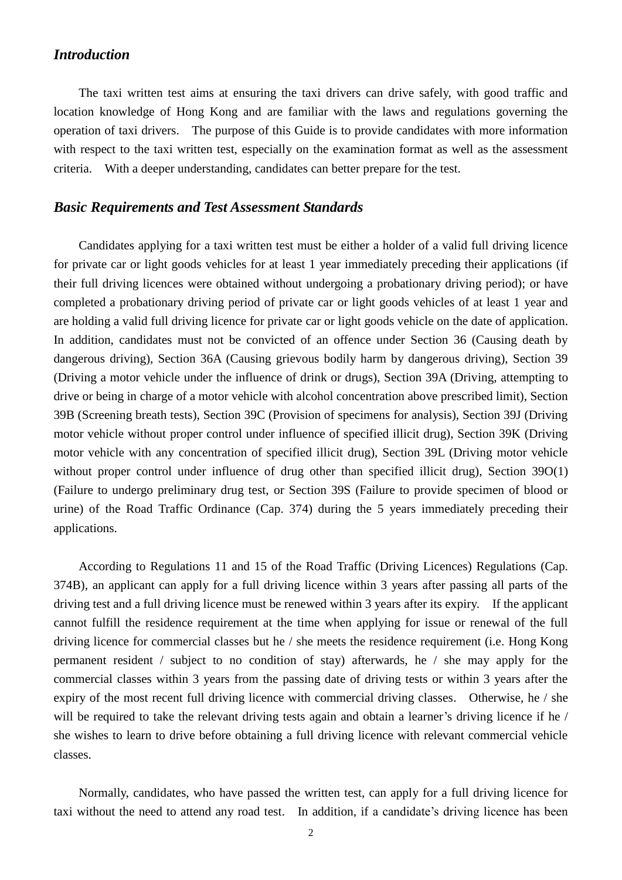## *Introduction*

The taxi written test aims at ensuring the taxi drivers can drive safely, with good traffic and location knowledge of Hong Kong and are familiar with the laws and regulations governing the operation of taxi drivers. The purpose of this Guide is to provide candidates with more information with respect to the taxi written test, especially on the examination format as well as the assessment criteria. With a deeper understanding, candidates can better prepare for the test.

## *Basic Requirements and Test Assessment Standards*

Candidates applying for a taxi written test must be either a holder of a valid full driving licence for private car or light goods vehicles for at least 1 year immediately preceding their applications (if their full driving licences were obtained without undergoing a probationary driving period); or have completed a probationary driving period of private car or light goods vehicles of at least 1 year and are holding a valid full driving licence for private car or light goods vehicle on the date of application. In addition, candidates must not be convicted of an offence under Section 36 (Causing death by dangerous driving), Section 36A (Causing grievous bodily harm by dangerous driving), Section 39 (Driving a motor vehicle under the influence of drink or drugs), Section 39A (Driving, attempting to drive or being in charge of a motor vehicle with alcohol concentration above prescribed limit), Section 39B (Screening breath tests), Section 39C (Provision of specimens for analysis), Section 39J (Driving motor vehicle without proper control under influence of specified illicit drug), Section 39K (Driving motor vehicle with any concentration of specified illicit drug), Section 39L (Driving motor vehicle without proper control under influence of drug other than specified illicit drug), Section 39O(1) (Failure to undergo preliminary drug test, or Section 39S (Failure to provide specimen of blood or urine) of the Road Traffic Ordinance (Cap. 374) during the 5 years immediately preceding their applications.

According to Regulations 11 and 15 of the Road Traffic (Driving Licences) Regulations (Cap. 374B), an applicant can apply for a full driving licence within 3 years after passing all parts of the driving test and a full driving licence must be renewed within 3 years after its expiry. If the applicant cannot fulfill the residence requirement at the time when applying for issue or renewal of the full driving licence for commercial classes but he / she meets the residence requirement (i.e. Hong Kong permanent resident / subject to no condition of stay) afterwards, he / she may apply for the commercial classes within 3 years from the passing date of driving tests or within 3 years after the expiry of the most recent full driving licence with commercial driving classes. Otherwise, he / she will be required to take the relevant driving tests again and obtain a learner's driving licence if he / she wishes to learn to drive before obtaining a full driving licence with relevant commercial vehicle classes.

Normally, candidates, who have passed the written test, can apply for a full driving licence for taxi without the need to attend any road test. In addition, if a candidate's driving licence has been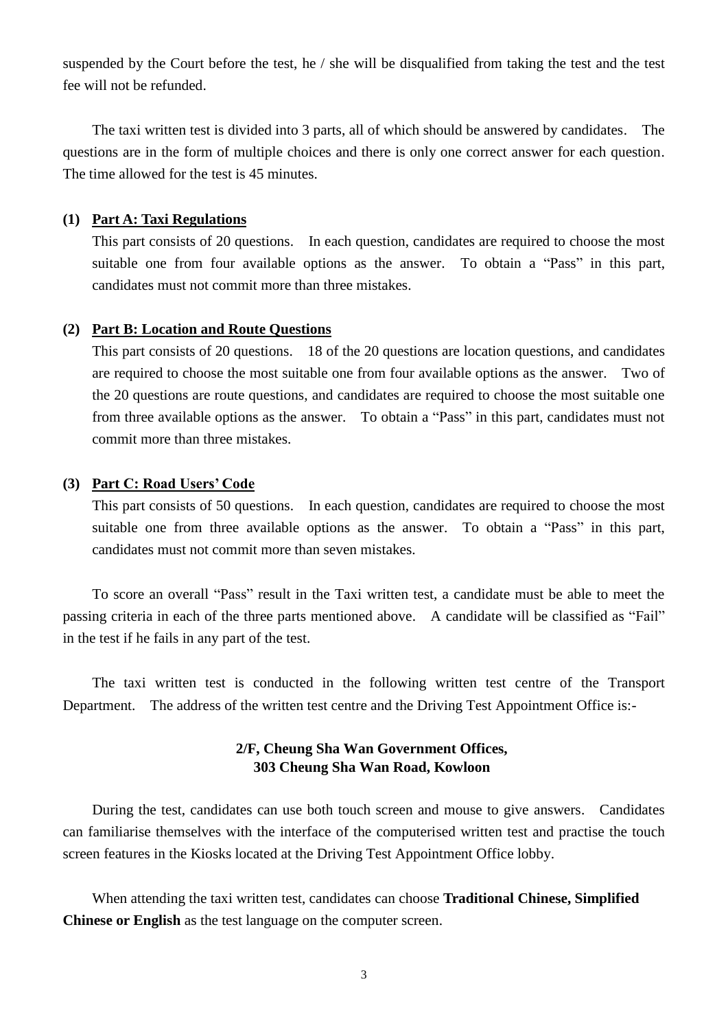suspended by the Court before the test, he / she will be disqualified from taking the test and the test fee will not be refunded.

The taxi written test is divided into 3 parts, all of which should be answered by candidates. The questions are in the form of multiple choices and there is only one correct answer for each question. The time allowed for the test is 45 minutes.

**(1) Part A: Taxi Regulations**

This part consists of 20 questions. In each question, candidates are required to choose the most suitable one from four available options as the answer. To obtain a "Pass" in this part, candidates must not commit more than three mistakes.

**(2) Part B: Location and Route Questions**

This part consists of 20 questions. 18 of the 20 questions are location questions, and candidates are required to choose the most suitable one from four available options as the answer. Two of the 20 questions are route questions, and candidates are required to choose the most suitable one from three available options as the answer. To obtain a "Pass" in this part, candidates must not commit more than three mistakes.

**(3) Part C: Road Users' Code**

This part consists of 50 questions. In each question, candidates are required to choose the most suitable one from three available options as the answer. To obtain a "Pass" in this part, candidates must not commit more than seven mistakes.

To score an overall "Pass" result in the Taxi written test, a candidate must be able to meet the passing criteria in each of the three parts mentioned above. A candidate will be classified as "Fail" in the test if he fails in any part of the test.

The taxi written test is conducted in the following written test centre of the Transport Department. The address of the written test centre and the Driving Test Appointment Office is:-

**2/F, Cheung Sha Wan Government Offices,**
**303 Cheung Sha Wan Road, Kowloon**

During the test, candidates can use both touch screen and mouse to give answers. Candidates can familiarise themselves with the interface of the computerised written test and practise the touch screen features in the Kiosks located at the Driving Test Appointment Office lobby.

When attending the taxi written test, candidates can choose **Traditional Chinese, Simplified Chinese or English** as the test language on the computer screen.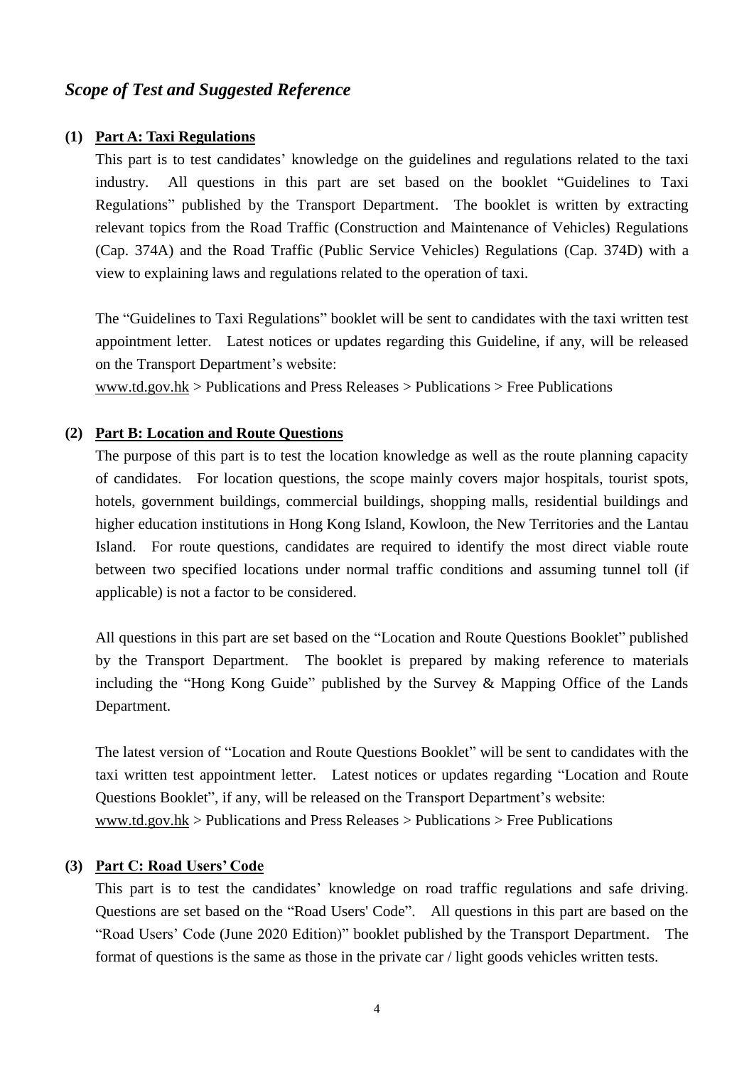## *Scope of Test and Suggested Reference*

**(1) Part A: Taxi Regulations**

This part is to test candidates' knowledge on the guidelines and regulations related to the taxi industry. All questions in this part are set based on the booklet "Guidelines to Taxi Regulations" published by the Transport Department. The booklet is written by extracting relevant topics from the Road Traffic (Construction and Maintenance of Vehicles) Regulations (Cap. 374A) and the Road Traffic (Public Service Vehicles) Regulations (Cap. 374D) with a view to explaining laws and regulations related to the operation of taxi.

The "Guidelines to Taxi Regulations" booklet will be sent to candidates with the taxi written test appointment letter. Latest notices or updates regarding this Guideline, if any, will be released on the Transport Department's website:
www.td.gov.hk > Publications and Press Releases > Publications > Free Publications

**(2) Part B: Location and Route Questions**

The purpose of this part is to test the location knowledge as well as the route planning capacity of candidates. For location questions, the scope mainly covers major hospitals, tourist spots, hotels, government buildings, commercial buildings, shopping malls, residential buildings and higher education institutions in Hong Kong Island, Kowloon, the New Territories and the Lantau Island. For route questions, candidates are required to identify the most direct viable route between two specified locations under normal traffic conditions and assuming tunnel toll (if applicable) is not a factor to be considered.

All questions in this part are set based on the "Location and Route Questions Booklet" published by the Transport Department. The booklet is prepared by making reference to materials including the "Hong Kong Guide" published by the Survey & Mapping Office of the Lands Department.

The latest version of "Location and Route Questions Booklet" will be sent to candidates with the taxi written test appointment letter. Latest notices or updates regarding "Location and Route Questions Booklet", if any, will be released on the Transport Department's website:
www.td.gov.hk > Publications and Press Releases > Publications > Free Publications

**(3) Part C: Road Users' Code**

This part is to test the candidates' knowledge on road traffic regulations and safe driving. Questions are set based on the "Road Users' Code". All questions in this part are based on the "Road Users' Code (June 2020 Edition)" booklet published by the Transport Department. The format of questions is the same as those in the private car / light goods vehicles written tests.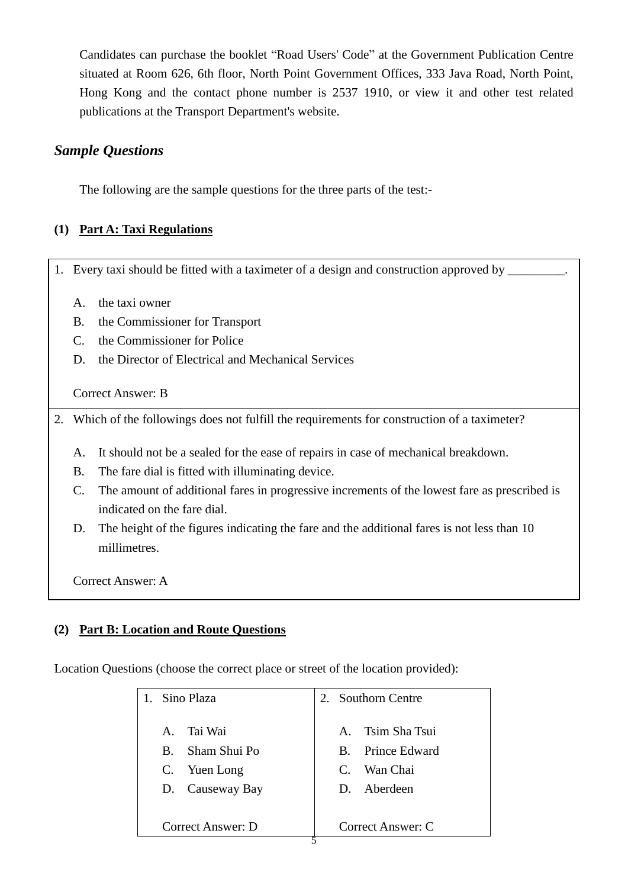Candidates can purchase the booklet "Road Users' Code" at the Government Publication Centre situated at Room 626, 6th floor, North Point Government Offices, 333 Java Road, North Point, Hong Kong and the contact phone number is 2537 1910, or view it and other test related publications at the Transport Department's website.

## *Sample Questions*

The following are the sample questions for the three parts of the test:-

### (1) Part A: Taxi Regulations

1. Every taxi should be fitted with a taximeter of a design and construction approved by _________.

   A. the taxi owner
   B. the Commissioner for Transport
   C. the Commissioner for Police
   D. the Director of Electrical and Mechanical Services

   Correct Answer: B

2. Which of the followings does not fulfill the requirements for construction of a taximeter?

   A. It should not be a sealed for the ease of repairs in case of mechanical breakdown.
   B. The fare dial is fitted with illuminating device.
   C. The amount of additional fares in progressive increments of the lowest fare as prescribed is indicated on the fare dial.
   D. The height of the figures indicating the fare and the additional fares is not less than 10 millimetres.

   Correct Answer: A

### (2) Part B: Location and Route Questions

Location Questions (choose the correct place or street of the location provided):

1. Sino Plaza

   A. Tai Wai
   B. Sham Shui Po
   C. Yuen Long
   D. Causeway Bay

   Correct Answer: D

2. Southorn Centre

   A. Tsim Sha Tsui
   B. Prince Edward
   C. Wan Chai
   D. Aberdeen

   Correct Answer: C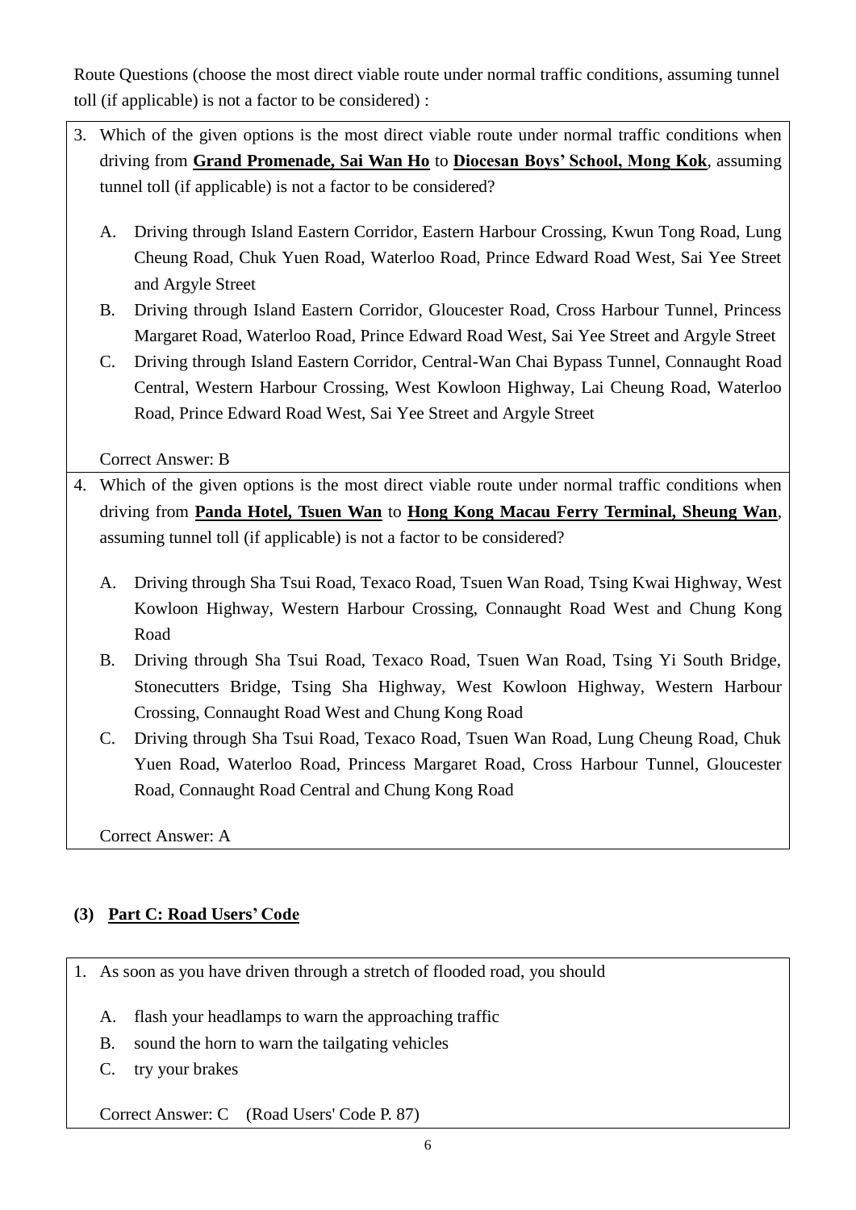Route Questions (choose the most direct viable route under normal traffic conditions, assuming tunnel toll (if applicable) is not a factor to be considered) :

3. Which of the given options is the most direct viable route under normal traffic conditions when driving from **Grand Promenade, Sai Wan Ho** to **Diocesan Boys' School, Mong Kok**, assuming tunnel toll (if applicable) is not a factor to be considered?

   A. Driving through Island Eastern Corridor, Eastern Harbour Crossing, Kwun Tong Road, Lung Cheung Road, Chuk Yuen Road, Waterloo Road, Prince Edward Road West, Sai Yee Street and Argyle Street

   B. Driving through Island Eastern Corridor, Gloucester Road, Cross Harbour Tunnel, Princess Margaret Road, Waterloo Road, Prince Edward Road West, Sai Yee Street and Argyle Street

   C. Driving through Island Eastern Corridor, Central-Wan Chai Bypass Tunnel, Connaught Road Central, Western Harbour Crossing, West Kowloon Highway, Lai Cheung Road, Waterloo Road, Prince Edward Road West, Sai Yee Street and Argyle Street

   Correct Answer: B

4. Which of the given options is the most direct viable route under normal traffic conditions when driving from **Panda Hotel, Tsuen Wan** to **Hong Kong Macau Ferry Terminal, Sheung Wan**, assuming tunnel toll (if applicable) is not a factor to be considered?

   A. Driving through Sha Tsui Road, Texaco Road, Tsuen Wan Road, Tsing Kwai Highway, West Kowloon Highway, Western Harbour Crossing, Connaught Road West and Chung Kong Road

   B. Driving through Sha Tsui Road, Texaco Road, Tsuen Wan Road, Tsing Yi South Bridge, Stonecutters Bridge, Tsing Sha Highway, West Kowloon Highway, Western Harbour Crossing, Connaught Road West and Chung Kong Road

   C. Driving through Sha Tsui Road, Texaco Road, Tsuen Wan Road, Lung Cheung Road, Chuk Yuen Road, Waterloo Road, Princess Margaret Road, Cross Harbour Tunnel, Gloucester Road, Connaught Road Central and Chung Kong Road

   Correct Answer: A

### (3) Part C: Road Users' Code

1. As soon as you have driven through a stretch of flooded road, you should

   A. flash your headlamps to warn the approaching traffic

   B. sound the horn to warn the tailgating vehicles

   C. try your brakes

   Correct Answer: C (Road Users' Code P. 87)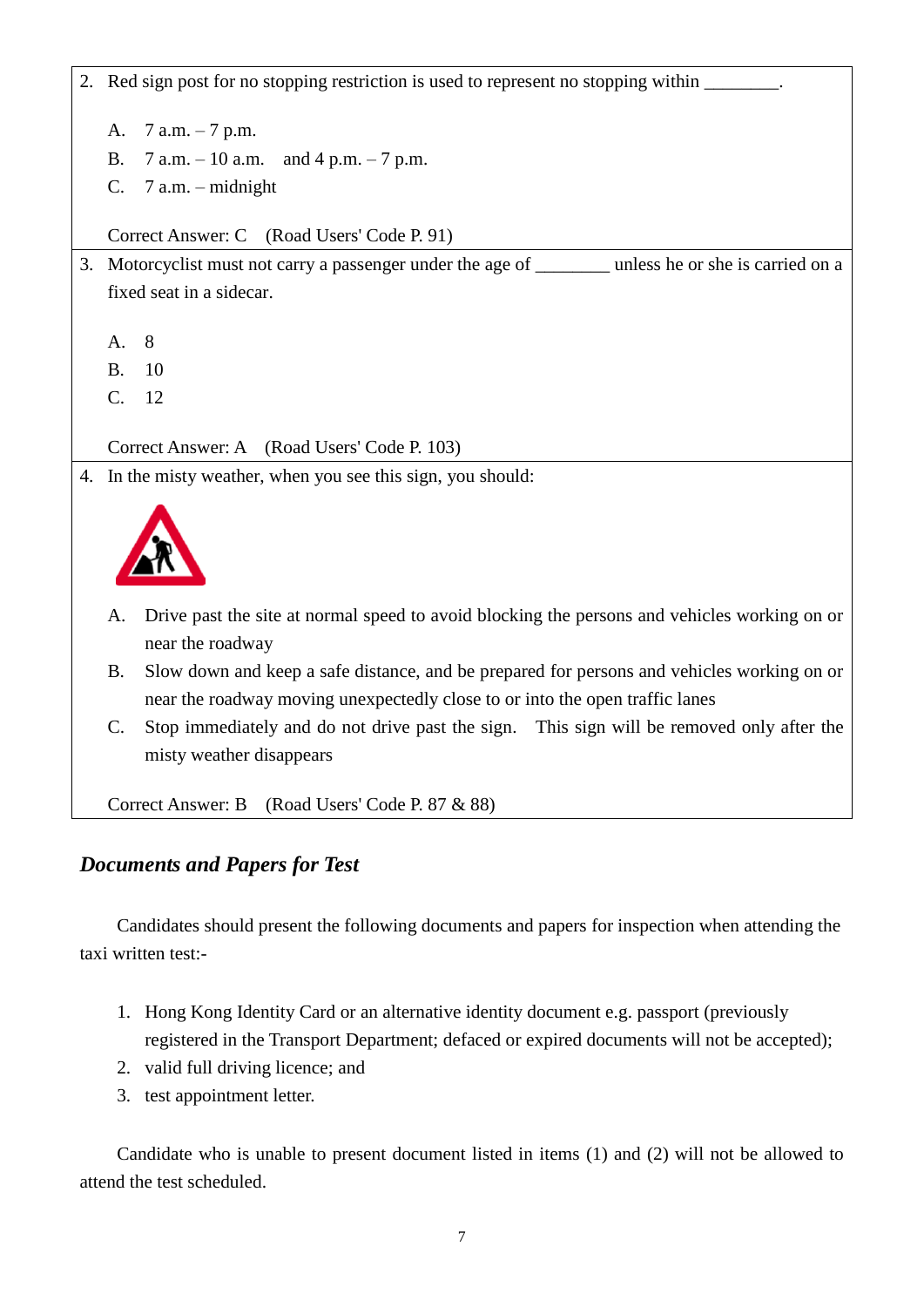2. Red sign post for no stopping restriction is used to represent no stopping within ________.

   A. 7 a.m. – 7 p.m.
   B. 7 a.m. – 10 a.m. and 4 p.m. – 7 p.m.
   C. 7 a.m. – midnight

   Correct Answer: C (Road Users' Code P. 91)

3. Motorcyclist must not carry a passenger under the age of ________ unless he or she is carried on a fixed seat in a sidecar.

   A. 8
   B. 10
   C. 12

   Correct Answer: A (Road Users' Code P. 103)

4. In the misty weather, when you see this sign, you should:

   A. Drive past the site at normal speed to avoid blocking the persons and vehicles working on or near the roadway
   B. Slow down and keep a safe distance, and be prepared for persons and vehicles working on or near the roadway moving unexpectedly close to or into the open traffic lanes
   C. Stop immediately and do not drive past the sign. This sign will be removed only after the misty weather disappears

   Correct Answer: B (Road Users' Code P. 87 & 88)

## *Documents and Papers for Test*

Candidates should present the following documents and papers for inspection when attending the taxi written test:-

1. Hong Kong Identity Card or an alternative identity document e.g. passport (previously registered in the Transport Department; defaced or expired documents will not be accepted);
2. valid full driving licence; and
3. test appointment letter.

Candidate who is unable to present document listed in items (1) and (2) will not be allowed to attend the test scheduled.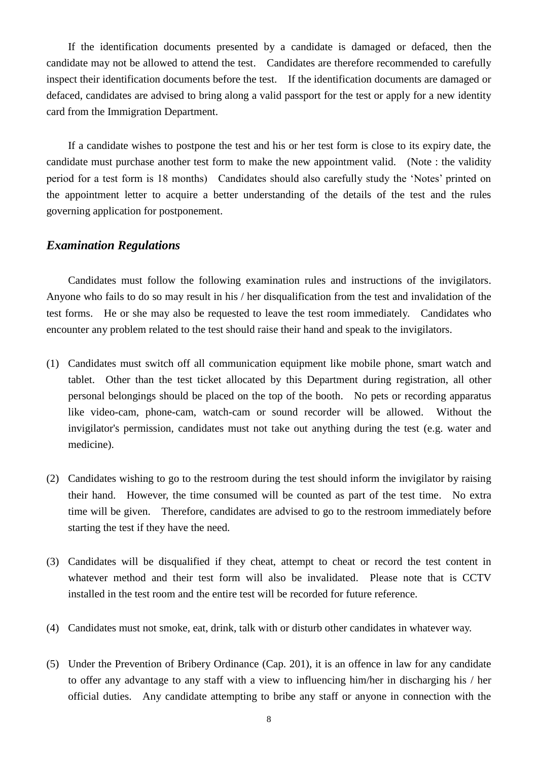If the identification documents presented by a candidate is damaged or defaced, then the candidate may not be allowed to attend the test. Candidates are therefore recommended to carefully inspect their identification documents before the test. If the identification documents are damaged or defaced, candidates are advised to bring along a valid passport for the test or apply for a new identity card from the Immigration Department.

If a candidate wishes to postpone the test and his or her test form is close to its expiry date, the candidate must purchase another test form to make the new appointment valid. (Note : the validity period for a test form is 18 months) Candidates should also carefully study the 'Notes' printed on the appointment letter to acquire a better understanding of the details of the test and the rules governing application for postponement.

### *Examination Regulations*

Candidates must follow the following examination rules and instructions of the invigilators. Anyone who fails to do so may result in his / her disqualification from the test and invalidation of the test forms. He or she may also be requested to leave the test room immediately. Candidates who encounter any problem related to the test should raise their hand and speak to the invigilators.

(1) Candidates must switch off all communication equipment like mobile phone, smart watch and tablet. Other than the test ticket allocated by this Department during registration, all other personal belongings should be placed on the top of the booth. No pets or recording apparatus like video-cam, phone-cam, watch-cam or sound recorder will be allowed. Without the invigilator's permission, candidates must not take out anything during the test (e.g. water and medicine).

(2) Candidates wishing to go to the restroom during the test should inform the invigilator by raising their hand. However, the time consumed will be counted as part of the test time. No extra time will be given. Therefore, candidates are advised to go to the restroom immediately before starting the test if they have the need.

(3) Candidates will be disqualified if they cheat, attempt to cheat or record the test content in whatever method and their test form will also be invalidated. Please note that is CCTV installed in the test room and the entire test will be recorded for future reference.

(4) Candidates must not smoke, eat, drink, talk with or disturb other candidates in whatever way.

(5) Under the Prevention of Bribery Ordinance (Cap. 201), it is an offence in law for any candidate to offer any advantage to any staff with a view to influencing him/her in discharging his / her official duties. Any candidate attempting to bribe any staff or anyone in connection with the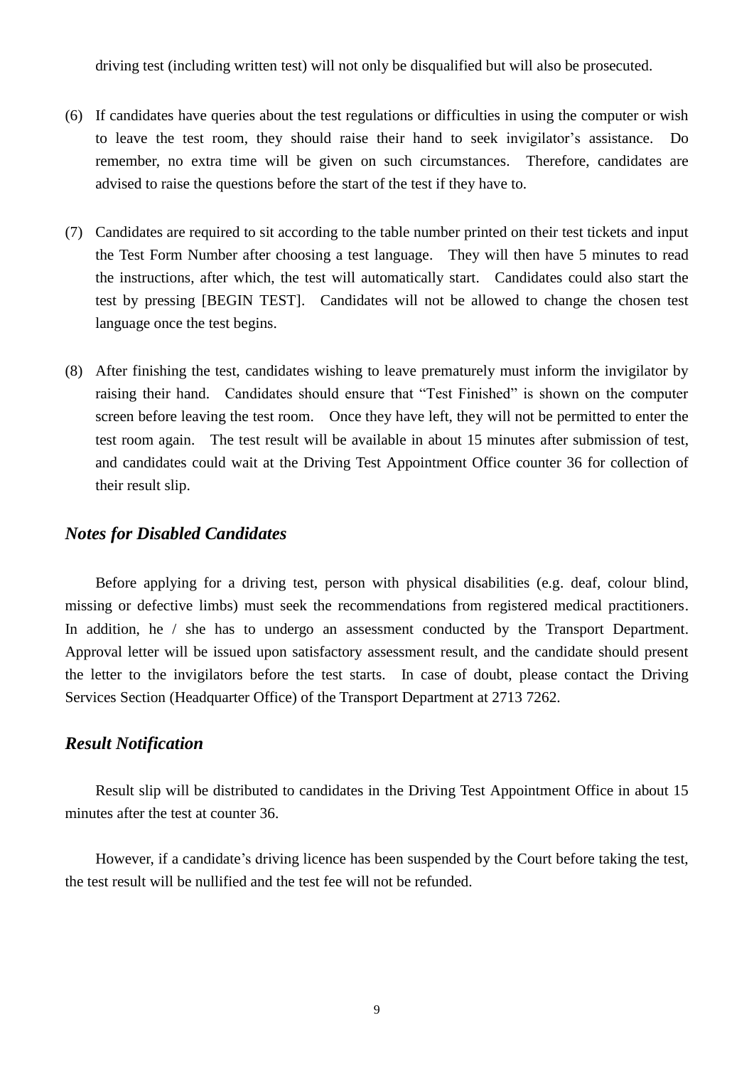driving test (including written test) will not only be disqualified but will also be prosecuted.

(6) If candidates have queries about the test regulations or difficulties in using the computer or wish to leave the test room, they should raise their hand to seek invigilator's assistance. Do remember, no extra time will be given on such circumstances. Therefore, candidates are advised to raise the questions before the start of the test if they have to.

(7) Candidates are required to sit according to the table number printed on their test tickets and input the Test Form Number after choosing a test language. They will then have 5 minutes to read the instructions, after which, the test will automatically start. Candidates could also start the test by pressing [BEGIN TEST]. Candidates will not be allowed to change the chosen test language once the test begins.

(8) After finishing the test, candidates wishing to leave prematurely must inform the invigilator by raising their hand. Candidates should ensure that "Test Finished" is shown on the computer screen before leaving the test room. Once they have left, they will not be permitted to enter the test room again. The test result will be available in about 15 minutes after submission of test, and candidates could wait at the Driving Test Appointment Office counter 36 for collection of their result slip.

## *Notes for Disabled Candidates*

Before applying for a driving test, person with physical disabilities (e.g. deaf, colour blind, missing or defective limbs) must seek the recommendations from registered medical practitioners. In addition, he / she has to undergo an assessment conducted by the Transport Department. Approval letter will be issued upon satisfactory assessment result, and the candidate should present the letter to the invigilators before the test starts. In case of doubt, please contact the Driving Services Section (Headquarter Office) of the Transport Department at 2713 7262.

## *Result Notification*

Result slip will be distributed to candidates in the Driving Test Appointment Office in about 15 minutes after the test at counter 36.

However, if a candidate's driving licence has been suspended by the Court before taking the test, the test result will be nullified and the test fee will not be refunded.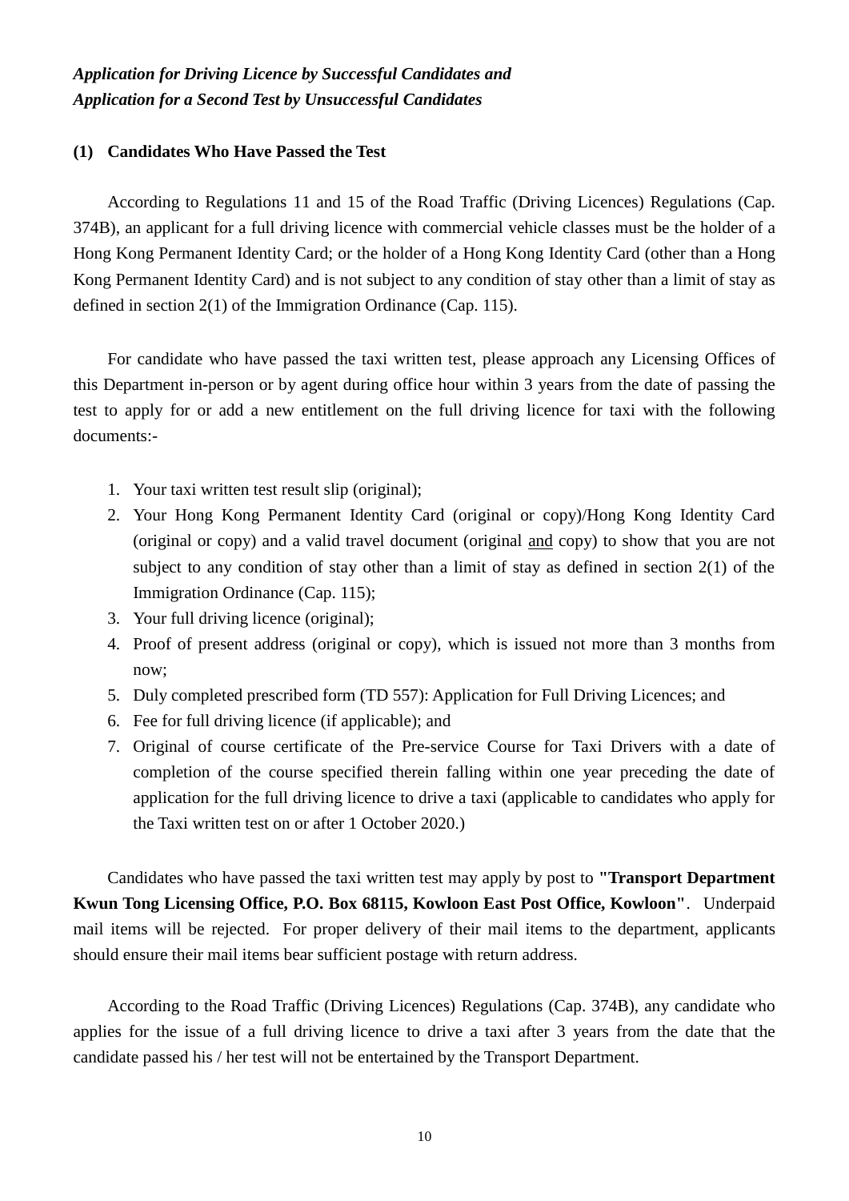***Application for Driving Licence by Successful Candidates and Application for a Second Test by Unsuccessful Candidates***

**(1) Candidates Who Have Passed the Test**

According to Regulations 11 and 15 of the Road Traffic (Driving Licences) Regulations (Cap. 374B), an applicant for a full driving licence with commercial vehicle classes must be the holder of a Hong Kong Permanent Identity Card; or the holder of a Hong Kong Identity Card (other than a Hong Kong Permanent Identity Card) and is not subject to any condition of stay other than a limit of stay as defined in section 2(1) of the Immigration Ordinance (Cap. 115).

For candidate who have passed the taxi written test, please approach any Licensing Offices of this Department in-person or by agent during office hour within 3 years from the date of passing the test to apply for or add a new entitlement on the full driving licence for taxi with the following documents:-

1. Your taxi written test result slip (original);
2. Your Hong Kong Permanent Identity Card (original or copy)/Hong Kong Identity Card (original or copy) and a valid travel document (original <u>and</u> copy) to show that you are not subject to any condition of stay other than a limit of stay as defined in section 2(1) of the Immigration Ordinance (Cap. 115);
3. Your full driving licence (original);
4. Proof of present address (original or copy), which is issued not more than 3 months from now;
5. Duly completed prescribed form (TD 557): Application for Full Driving Licences; and
6. Fee for full driving licence (if applicable); and
7. Original of course certificate of the Pre-service Course for Taxi Drivers with a date of completion of the course specified therein falling within one year preceding the date of application for the full driving licence to drive a taxi (applicable to candidates who apply for the Taxi written test on or after 1 October 2020.)

Candidates who have passed the taxi written test may apply by post to **"Transport Department Kwun Tong Licensing Office, P.O. Box 68115, Kowloon East Post Office, Kowloon"**. Underpaid mail items will be rejected. For proper delivery of their mail items to the department, applicants should ensure their mail items bear sufficient postage with return address.

According to the Road Traffic (Driving Licences) Regulations (Cap. 374B), any candidate who applies for the issue of a full driving licence to drive a taxi after 3 years from the date that the candidate passed his / her test will not be entertained by the Transport Department.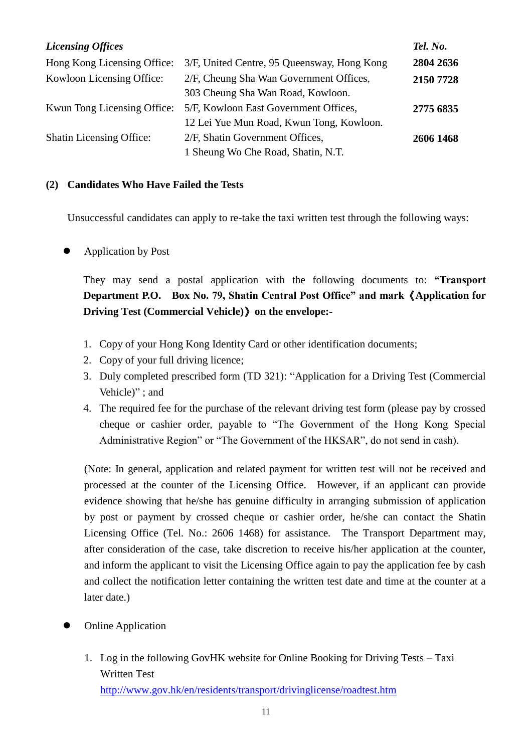| *Licensing Offices* | | **Tel. No.** |
|---|---|---|
| Hong Kong Licensing Office: | 3/F, United Centre, 95 Queensway, Hong Kong | **2804 2636** |
| Kowloon Licensing Office: | 2/F, Cheung Sha Wan Government Offices, 303 Cheung Sha Wan Road, Kowloon. | **2150 7728** |
| Kwun Tong Licensing Office: | 5/F, Kowloon East Government Offices, 12 Lei Yue Mun Road, Kwun Tong, Kowloon. | **2775 6835** |
| Shatin Licensing Office: | 2/F, Shatin Government Offices, 1 Sheung Wo Che Road, Shatin, N.T. | **2606 1468** |

**(2) Candidates Who Have Failed the Tests**

Unsuccessful candidates can apply to re-take the taxi written test through the following ways:

- Application by Post

  They may send a postal application with the following documents to: **"Transport Department P.O. Box No. 79, Shatin Central Post Office" and mark《Application for Driving Test (Commercial Vehicle)》on the envelope:-**

  1. Copy of your Hong Kong Identity Card or other identification documents;
  2. Copy of your full driving licence;
  3. Duly completed prescribed form (TD 321): "Application for a Driving Test (Commercial Vehicle)" ; and
  4. The required fee for the purchase of the relevant driving test form (please pay by crossed cheque or cashier order, payable to "The Government of the Hong Kong Special Administrative Region" or "The Government of the HKSAR", do not send in cash).

  (Note: In general, application and related payment for written test will not be received and processed at the counter of the Licensing Office. However, if an applicant can provide evidence showing that he/she has genuine difficulty in arranging submission of application by post or payment by crossed cheque or cashier order, he/she can contact the Shatin Licensing Office (Tel. No.: 2606 1468) for assistance. The Transport Department may, after consideration of the case, take discretion to receive his/her application at the counter, and inform the applicant to visit the Licensing Office again to pay the application fee by cash and collect the notification letter containing the written test date and time at the counter at a later date.)

- Online Application

  1. Log in the following GovHK website for Online Booking for Driving Tests – Taxi Written Test
     http://www.gov.hk/en/residents/transport/drivinglicense/roadtest.htm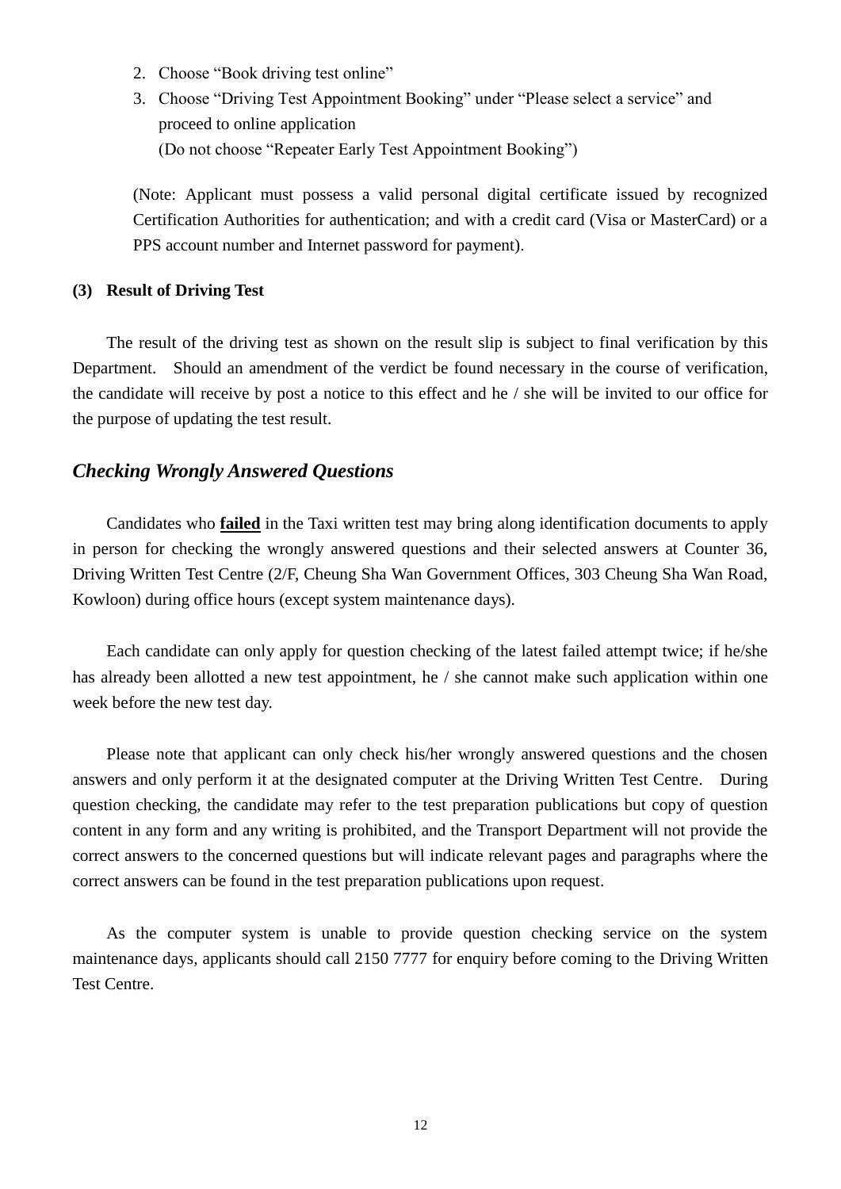2. Choose “Book driving test online”
3. Choose “Driving Test Appointment Booking” under “Please select a service” and proceed to online application
   (Do not choose “Repeater Early Test Appointment Booking”)

(Note: Applicant must possess a valid personal digital certificate issued by recognized Certification Authorities for authentication; and with a credit card (Visa or MasterCard) or a PPS account number and Internet password for payment).

**(3) Result of Driving Test**

The result of the driving test as shown on the result slip is subject to final verification by this Department. Should an amendment of the verdict be found necessary in the course of verification, the candidate will receive by post a notice to this effect and he / she will be invited to our office for the purpose of updating the test result.

## *Checking Wrongly Answered Questions*

Candidates who **failed** in the Taxi written test may bring along identification documents to apply in person for checking the wrongly answered questions and their selected answers at Counter 36, Driving Written Test Centre (2/F, Cheung Sha Wan Government Offices, 303 Cheung Sha Wan Road, Kowloon) during office hours (except system maintenance days).

Each candidate can only apply for question checking of the latest failed attempt twice; if he/she has already been allotted a new test appointment, he / she cannot make such application within one week before the new test day.

Please note that applicant can only check his/her wrongly answered questions and the chosen answers and only perform it at the designated computer at the Driving Written Test Centre. During question checking, the candidate may refer to the test preparation publications but copy of question content in any form and any writing is prohibited, and the Transport Department will not provide the correct answers to the concerned questions but will indicate relevant pages and paragraphs where the correct answers can be found in the test preparation publications upon request.

As the computer system is unable to provide question checking service on the system maintenance days, applicants should call 2150 7777 for enquiry before coming to the Driving Written Test Centre.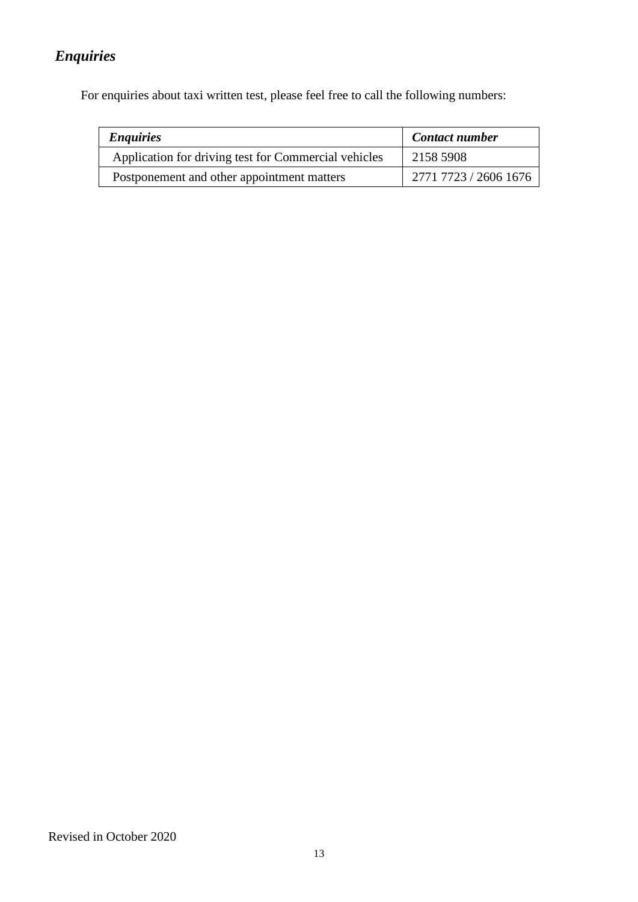## *Enquiries*

For enquiries about taxi written test, please feel free to call the following numbers:

| ***Enquiries*** | ***Contact number*** |
| --- | --- |
| Application for driving test for Commercial vehicles | 2158 5908 |
| Postponement and other appointment matters | 2771 7723 / 2606 1676 |

Revised in October 2020